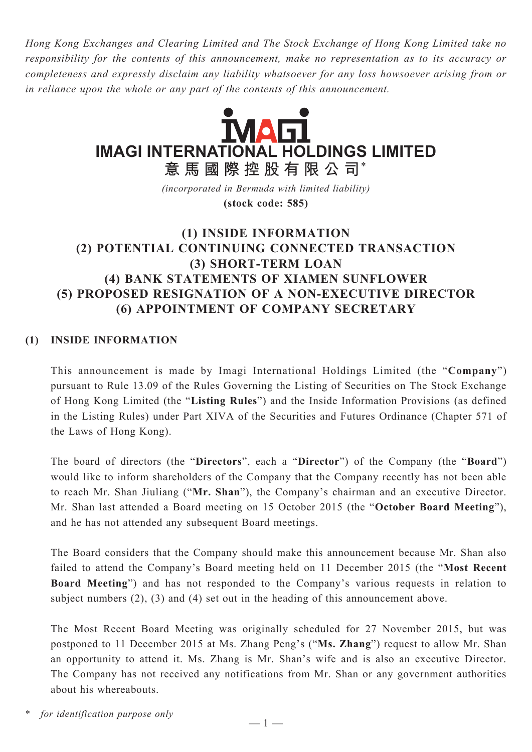*Hong Kong Exchanges and Clearing Limited and The Stock Exchange of Hong Kong Limited take no responsibility for the contents of this announcement, make no representation as to its accuracy or completeness and expressly disclaim any liability whatsoever for any loss howsoever arising from or in reliance upon the whole or any part of the contents of this announcement.*

# IMAGI INTERNATIONAL HOLDINGS LIMITED

# 意馬國際控股有限公司*

*(incorporated in Bermuda with limited liability)*

**(stock code: 585)**

## (1) INSIDE INFORMATION
## (2) POTENTIAL CONTINUING CONNECTED TRANSACTION
## (3) SHORT-TERM LOAN
## (4) BANK STATEMENTS OF XIAMEN SUNFLOWER
## (5) PROPOSED RESIGNATION OF A NON-EXECUTIVE DIRECTOR
## (6) APPOINTMENT OF COMPANY SECRETARY

### (1) INSIDE INFORMATION

This announcement is made by Imagi International Holdings Limited (the "**Company**") pursuant to Rule 13.09 of the Rules Governing the Listing of Securities on The Stock Exchange of Hong Kong Limited (the "**Listing Rules**") and the Inside Information Provisions (as defined in the Listing Rules) under Part XIVA of the Securities and Futures Ordinance (Chapter 571 of the Laws of Hong Kong).

The board of directors (the "**Directors**", each a "**Director**") of the Company (the "**Board**") would like to inform shareholders of the Company that the Company recently has not been able to reach Mr. Shan Jiuliang ("**Mr. Shan**"), the Company's chairman and an executive Director. Mr. Shan last attended a Board meeting on 15 October 2015 (the "**October Board Meeting**"), and he has not attended any subsequent Board meetings.

The Board considers that the Company should make this announcement because Mr. Shan also failed to attend the Company's Board meeting held on 11 December 2015 (the "**Most Recent Board Meeting**") and has not responded to the Company's various requests in relation to subject numbers (2), (3) and (4) set out in the heading of this announcement above.

The Most Recent Board Meeting was originally scheduled for 27 November 2015, but was postponed to 11 December 2015 at Ms. Zhang Peng's ("**Ms. Zhang**") request to allow Mr. Shan an opportunity to attend it. Ms. Zhang is Mr. Shan's wife and is also an executive Director. The Company has not received any notifications from Mr. Shan or any government authorities about his whereabouts.

\* *for identification purpose only*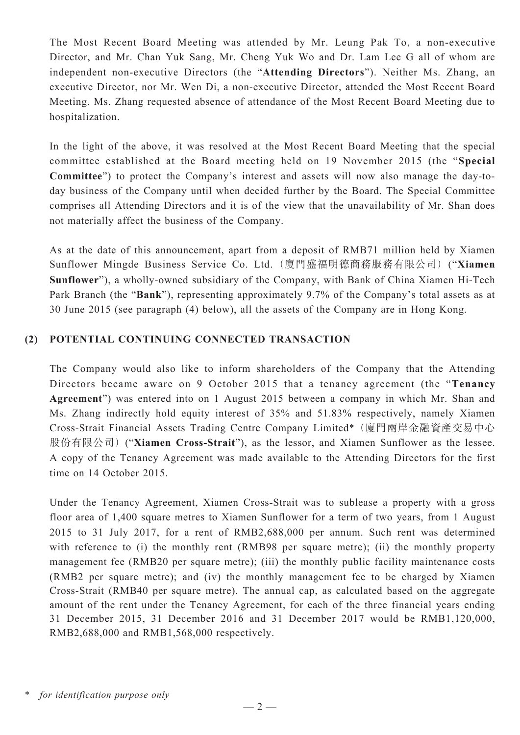The Most Recent Board Meeting was attended by Mr. Leung Pak To, a non-executive Director, and Mr. Chan Yuk Sang, Mr. Cheng Yuk Wo and Dr. Lam Lee G all of whom are independent non-executive Directors (the "**Attending Directors**"). Neither Ms. Zhang, an executive Director, nor Mr. Wen Di, a non-executive Director, attended the Most Recent Board Meeting. Ms. Zhang requested absence of attendance of the Most Recent Board Meeting due to hospitalization.

In the light of the above, it was resolved at the Most Recent Board Meeting that the special committee established at the Board meeting held on 19 November 2015 (the "**Special Committee**") to protect the Company's interest and assets will now also manage the day-to-day business of the Company until when decided further by the Board. The Special Committee comprises all Attending Directors and it is of the view that the unavailability of Mr. Shan does not materially affect the business of the Company.

As at the date of this announcement, apart from a deposit of RMB71 million held by Xiamen Sunflower Mingde Business Service Co. Ltd.（廈門盛福明德商務服務有限公司）("**Xiamen Sunflower**"), a wholly-owned subsidiary of the Company, with Bank of China Xiamen Hi-Tech Park Branch (the "**Bank**"), representing approximately 9.7% of the Company's total assets as at 30 June 2015 (see paragraph (4) below), all the assets of the Company are in Hong Kong.

## (2) POTENTIAL CONTINUING CONNECTED TRANSACTION

The Company would also like to inform shareholders of the Company that the Attending Directors became aware on 9 October 2015 that a tenancy agreement (the "**Tenancy Agreement**") was entered into on 1 August 2015 between a company in which Mr. Shan and Ms. Zhang indirectly hold equity interest of 35% and 51.83% respectively, namely Xiamen Cross-Strait Financial Assets Trading Centre Company Limited*（廈門兩岸金融資產交易中心股份有限公司）("**Xiamen Cross-Strait**"), as the lessor, and Xiamen Sunflower as the lessee. A copy of the Tenancy Agreement was made available to the Attending Directors for the first time on 14 October 2015.

Under the Tenancy Agreement, Xiamen Cross-Strait was to sublease a property with a gross floor area of 1,400 square metres to Xiamen Sunflower for a term of two years, from 1 August 2015 to 31 July 2017, for a rent of RMB2,688,000 per annum. Such rent was determined with reference to (i) the monthly rent (RMB98 per square metre); (ii) the monthly property management fee (RMB20 per square metre); (iii) the monthly public facility maintenance costs (RMB2 per square metre); and (iv) the monthly management fee to be charged by Xiamen Cross-Strait (RMB40 per square metre). The annual cap, as calculated based on the aggregate amount of the rent under the Tenancy Agreement, for each of the three financial years ending 31 December 2015, 31 December 2016 and 31 December 2017 would be RMB1,120,000, RMB2,688,000 and RMB1,568,000 respectively.

\* *for identification purpose only*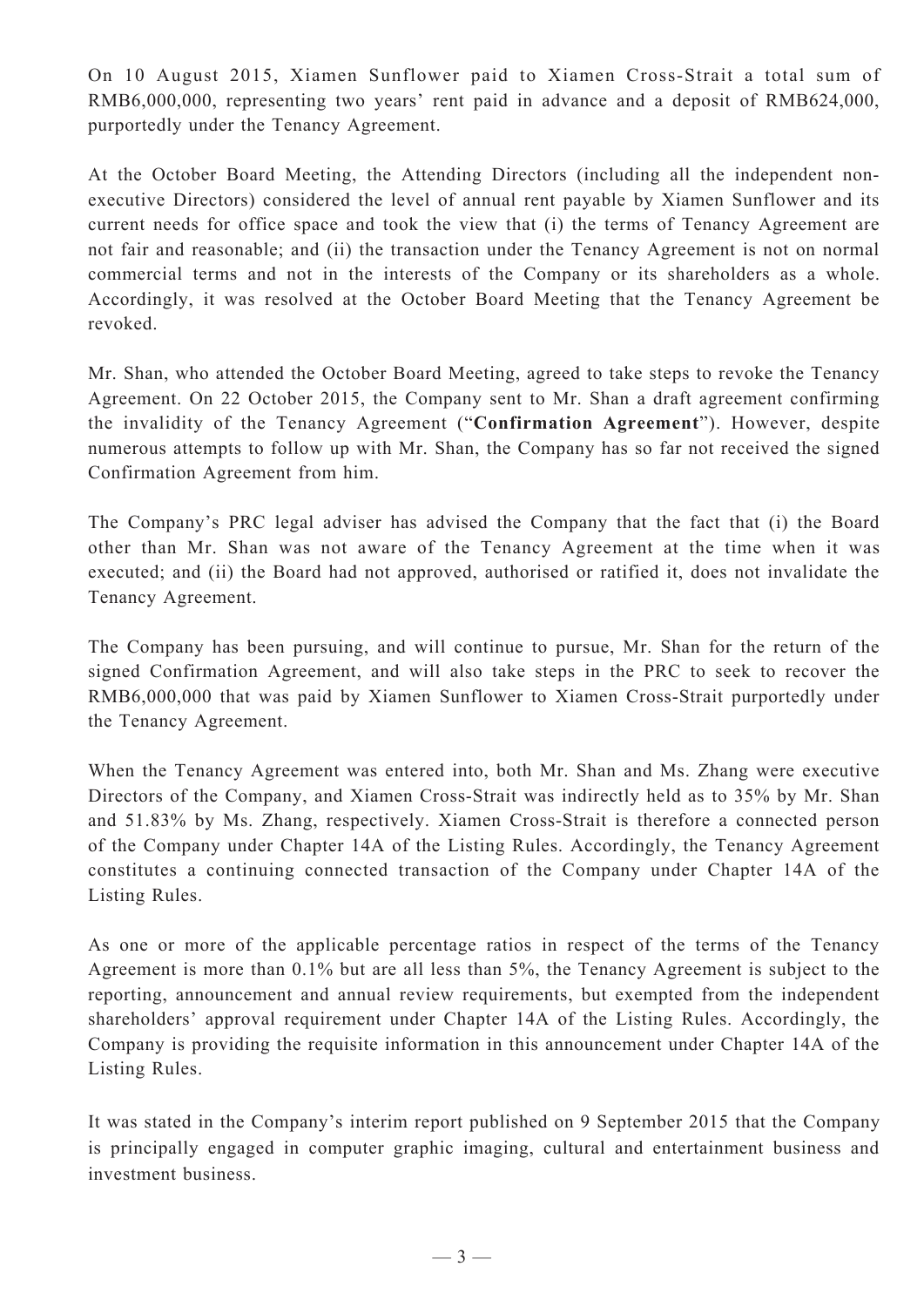On 10 August 2015, Xiamen Sunflower paid to Xiamen Cross-Strait a total sum of RMB6,000,000, representing two years' rent paid in advance and a deposit of RMB624,000, purportedly under the Tenancy Agreement.

At the October Board Meeting, the Attending Directors (including all the independent non-executive Directors) considered the level of annual rent payable by Xiamen Sunflower and its current needs for office space and took the view that (i) the terms of Tenancy Agreement are not fair and reasonable; and (ii) the transaction under the Tenancy Agreement is not on normal commercial terms and not in the interests of the Company or its shareholders as a whole. Accordingly, it was resolved at the October Board Meeting that the Tenancy Agreement be revoked.

Mr. Shan, who attended the October Board Meeting, agreed to take steps to revoke the Tenancy Agreement. On 22 October 2015, the Company sent to Mr. Shan a draft agreement confirming the invalidity of the Tenancy Agreement ("**Confirmation Agreement**"). However, despite numerous attempts to follow up with Mr. Shan, the Company has so far not received the signed Confirmation Agreement from him.

The Company's PRC legal adviser has advised the Company that the fact that (i) the Board other than Mr. Shan was not aware of the Tenancy Agreement at the time when it was executed; and (ii) the Board had not approved, authorised or ratified it, does not invalidate the Tenancy Agreement.

The Company has been pursuing, and will continue to pursue, Mr. Shan for the return of the signed Confirmation Agreement, and will also take steps in the PRC to seek to recover the RMB6,000,000 that was paid by Xiamen Sunflower to Xiamen Cross-Strait purportedly under the Tenancy Agreement.

When the Tenancy Agreement was entered into, both Mr. Shan and Ms. Zhang were executive Directors of the Company, and Xiamen Cross-Strait was indirectly held as to 35% by Mr. Shan and 51.83% by Ms. Zhang, respectively. Xiamen Cross-Strait is therefore a connected person of the Company under Chapter 14A of the Listing Rules. Accordingly, the Tenancy Agreement constitutes a continuing connected transaction of the Company under Chapter 14A of the Listing Rules.

As one or more of the applicable percentage ratios in respect of the terms of the Tenancy Agreement is more than 0.1% but are all less than 5%, the Tenancy Agreement is subject to the reporting, announcement and annual review requirements, but exempted from the independent shareholders' approval requirement under Chapter 14A of the Listing Rules. Accordingly, the Company is providing the requisite information in this announcement under Chapter 14A of the Listing Rules.

It was stated in the Company's interim report published on 9 September 2015 that the Company is principally engaged in computer graphic imaging, cultural and entertainment business and investment business.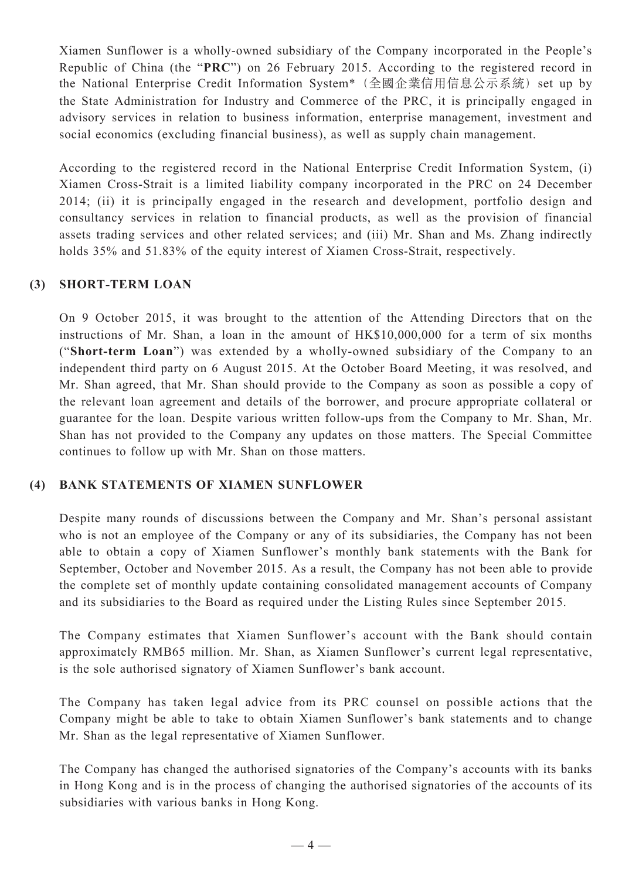Xiamen Sunflower is a wholly-owned subsidiary of the Company incorporated in the People's Republic of China (the "**PRC**") on 26 February 2015. According to the registered record in the National Enterprise Credit Information System*（全國企業信用信息公示系統）set up by the State Administration for Industry and Commerce of the PRC, it is principally engaged in advisory services in relation to business information, enterprise management, investment and social economics (excluding financial business), as well as supply chain management.

According to the registered record in the National Enterprise Credit Information System, (i) Xiamen Cross-Strait is a limited liability company incorporated in the PRC on 24 December 2014; (ii) it is principally engaged in the research and development, portfolio design and consultancy services in relation to financial products, as well as the provision of financial assets trading services and other related services; and (iii) Mr. Shan and Ms. Zhang indirectly holds 35% and 51.83% of the equity interest of Xiamen Cross-Strait, respectively.

## (3) SHORT-TERM LOAN

On 9 October 2015, it was brought to the attention of the Attending Directors that on the instructions of Mr. Shan, a loan in the amount of HK$10,000,000 for a term of six months ("**Short-term Loan**") was extended by a wholly-owned subsidiary of the Company to an independent third party on 6 August 2015. At the October Board Meeting, it was resolved, and Mr. Shan agreed, that Mr. Shan should provide to the Company as soon as possible a copy of the relevant loan agreement and details of the borrower, and procure appropriate collateral or guarantee for the loan. Despite various written follow-ups from the Company to Mr. Shan, Mr. Shan has not provided to the Company any updates on those matters. The Special Committee continues to follow up with Mr. Shan on those matters.

## (4) BANK STATEMENTS OF XIAMEN SUNFLOWER

Despite many rounds of discussions between the Company and Mr. Shan's personal assistant who is not an employee of the Company or any of its subsidiaries, the Company has not been able to obtain a copy of Xiamen Sunflower's monthly bank statements with the Bank for September, October and November 2015. As a result, the Company has not been able to provide the complete set of monthly update containing consolidated management accounts of Company and its subsidiaries to the Board as required under the Listing Rules since September 2015.

The Company estimates that Xiamen Sunflower's account with the Bank should contain approximately RMB65 million. Mr. Shan, as Xiamen Sunflower's current legal representative, is the sole authorised signatory of Xiamen Sunflower's bank account.

The Company has taken legal advice from its PRC counsel on possible actions that the Company might be able to take to obtain Xiamen Sunflower's bank statements and to change Mr. Shan as the legal representative of Xiamen Sunflower.

The Company has changed the authorised signatories of the Company's accounts with its banks in Hong Kong and is in the process of changing the authorised signatories of the accounts of its subsidiaries with various banks in Hong Kong.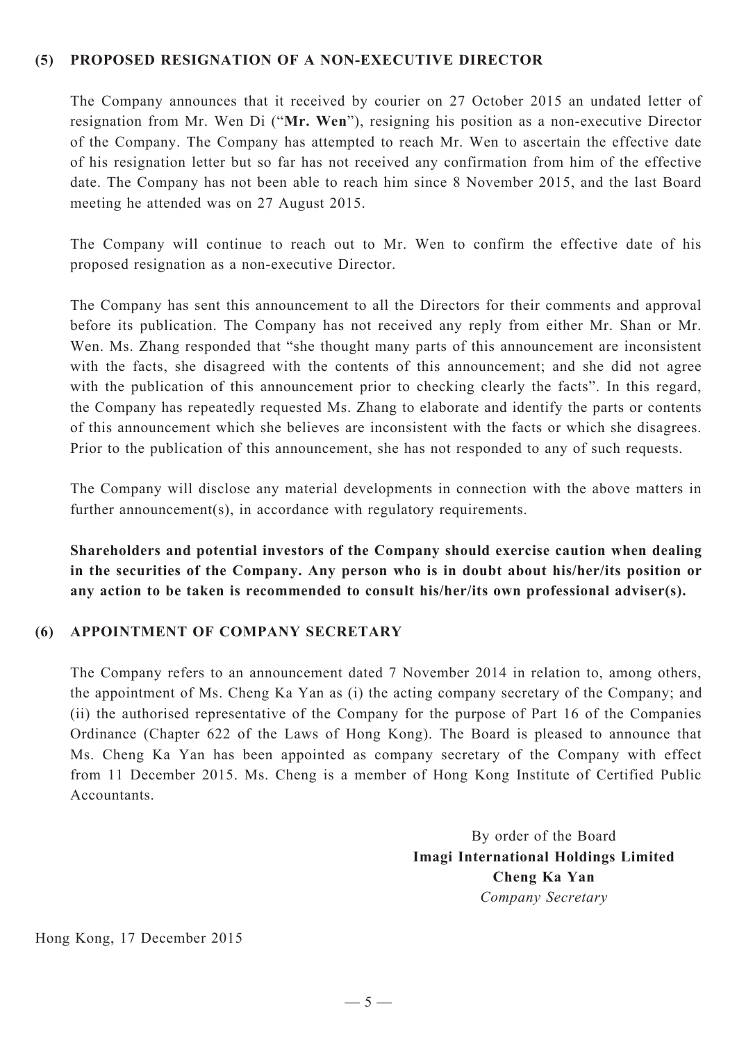## (5) PROPOSED RESIGNATION OF A NON-EXECUTIVE DIRECTOR

The Company announces that it received by courier on 27 October 2015 an undated letter of resignation from Mr. Wen Di ("**Mr. Wen**"), resigning his position as a non-executive Director of the Company. The Company has attempted to reach Mr. Wen to ascertain the effective date of his resignation letter but so far has not received any confirmation from him of the effective date. The Company has not been able to reach him since 8 November 2015, and the last Board meeting he attended was on 27 August 2015.

The Company will continue to reach out to Mr. Wen to confirm the effective date of his proposed resignation as a non-executive Director.

The Company has sent this announcement to all the Directors for their comments and approval before its publication. The Company has not received any reply from either Mr. Shan or Mr. Wen. Ms. Zhang responded that "she thought many parts of this announcement are inconsistent with the facts, she disagreed with the contents of this announcement; and she did not agree with the publication of this announcement prior to checking clearly the facts". In this regard, the Company has repeatedly requested Ms. Zhang to elaborate and identify the parts or contents of this announcement which she believes are inconsistent with the facts or which she disagrees. Prior to the publication of this announcement, she has not responded to any of such requests.

The Company will disclose any material developments in connection with the above matters in further announcement(s), in accordance with regulatory requirements.

**Shareholders and potential investors of the Company should exercise caution when dealing in the securities of the Company. Any person who is in doubt about his/her/its position or any action to be taken is recommended to consult his/her/its own professional adviser(s).**

## (6) APPOINTMENT OF COMPANY SECRETARY

The Company refers to an announcement dated 7 November 2014 in relation to, among others, the appointment of Ms. Cheng Ka Yan as (i) the acting company secretary of the Company; and (ii) the authorised representative of the Company for the purpose of Part 16 of the Companies Ordinance (Chapter 622 of the Laws of Hong Kong). The Board is pleased to announce that Ms. Cheng Ka Yan has been appointed as company secretary of the Company with effect from 11 December 2015. Ms. Cheng is a member of Hong Kong Institute of Certified Public Accountants.

By order of the Board
**Imagi International Holdings Limited**
**Cheng Ka Yan**
*Company Secretary*

Hong Kong, 17 December 2015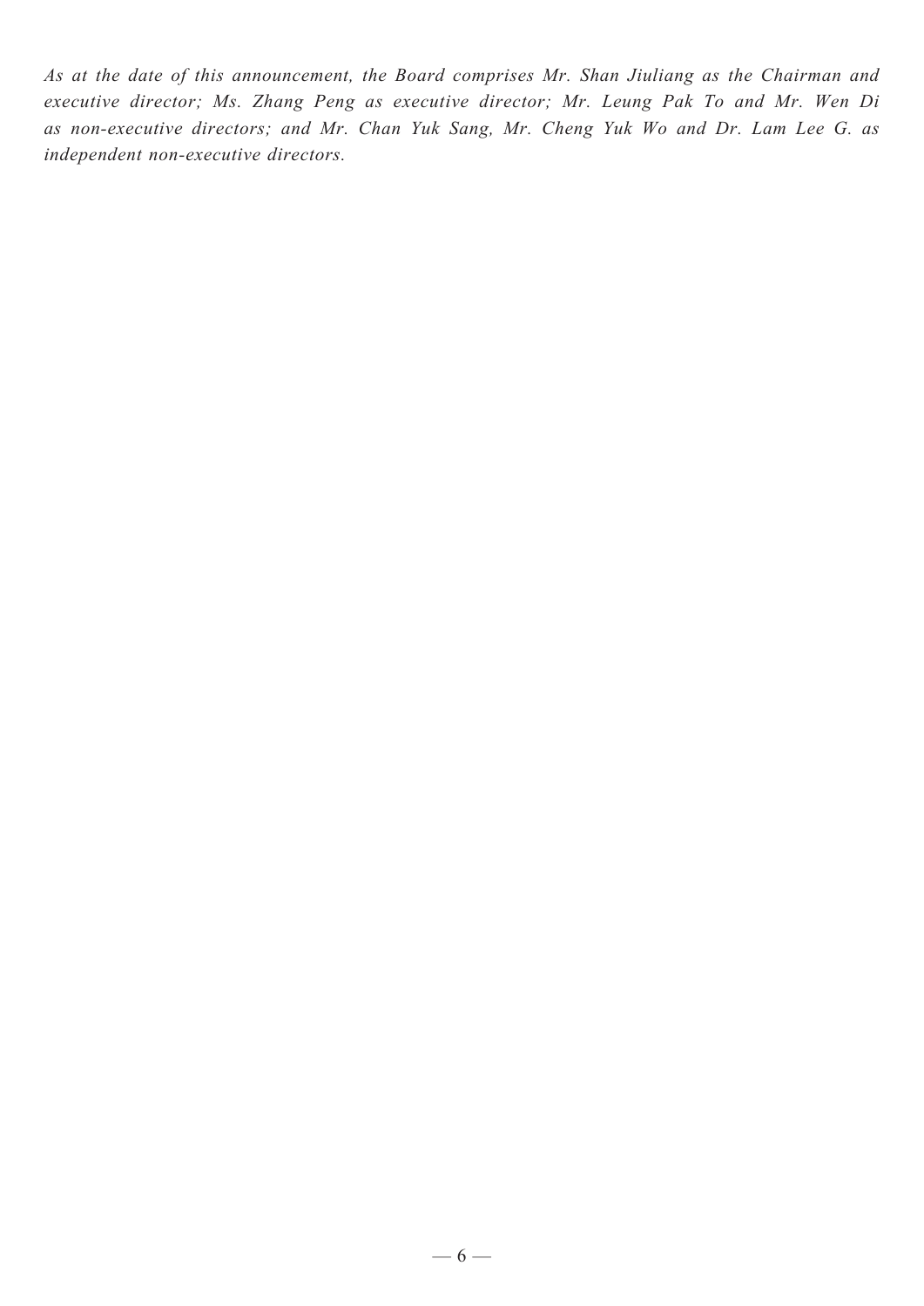*As at the date of this announcement, the Board comprises Mr. Shan Jiuliang as the Chairman and executive director; Ms. Zhang Peng as executive director; Mr. Leung Pak To and Mr. Wen Di as non-executive directors; and Mr. Chan Yuk Sang, Mr. Cheng Yuk Wo and Dr. Lam Lee G. as independent non-executive directors.*